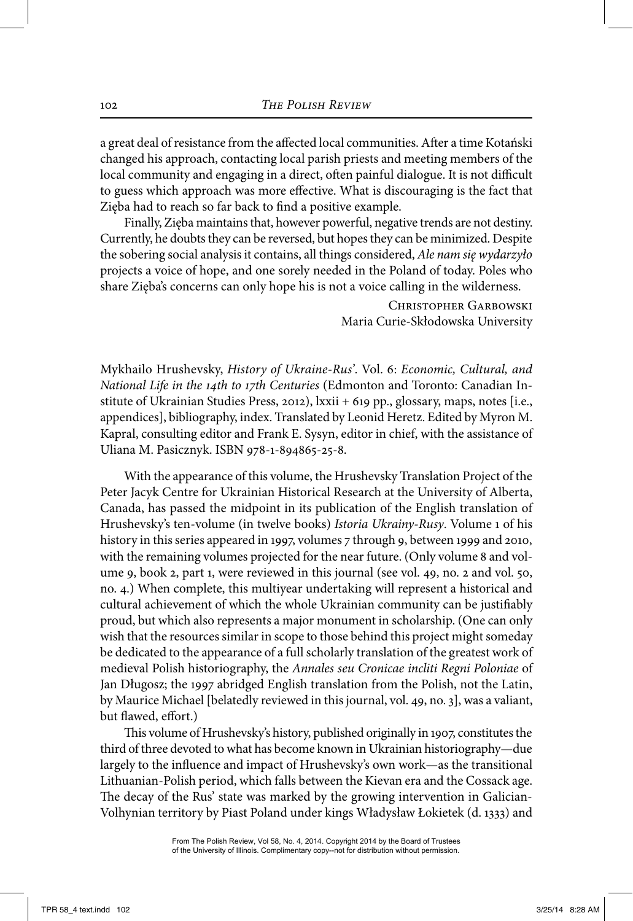a great deal of resistance from the affected local communities. After a time Kotański changed his approach, contacting local parish priests and meeting members of the local community and engaging in a direct, often painful dialogue. It is not difficult to guess which approach was more effective. What is discouraging is the fact that Zięba had to reach so far back to find a positive example.

Finally, Zięba maintains that, however powerful, negative trends are not destiny. Currently, he doubts they can be reversed, but hopes they can be minimized. Despite the sobering social analysis it contains, all things considered, *Ale nam się wydarzyło* projects a voice of hope, and one sorely needed in the Poland of today. Poles who share Zięba's concerns can only hope his is not a voice calling in the wilderness.

Christopher Garbowski
Maria Curie-Skłodowska University

Mykhailo Hrushevsky, *History of Ukraine-Rus'*. Vol. 6: *Economic, Cultural, and National Life in the 14th to 17th Centuries* (Edmonton and Toronto: Canadian Institute of Ukrainian Studies Press, 2012), lxxii + 619 pp., glossary, maps, notes [i.e., appendices], bibliography, index. Translated by Leonid Heretz. Edited by Myron M. Kapral, consulting editor and Frank E. Sysyn, editor in chief, with the assistance of Uliana M. Pasicznyk. ISBN 978-1-894865-25-8.

With the appearance of this volume, the Hrushevsky Translation Project of the Peter Jacyk Centre for Ukrainian Historical Research at the University of Alberta, Canada, has passed the midpoint in its publication of the English translation of Hrushevsky's ten-volume (in twelve books) *Istoria Ukrainy-Rusy*. Volume 1 of his history in this series appeared in 1997, volumes 7 through 9, between 1999 and 2010, with the remaining volumes projected for the near future. (Only volume 8 and volume 9, book 2, part 1, were reviewed in this journal (see vol. 49, no. 2 and vol. 50, no. 4.) When complete, this multiyear undertaking will represent a historical and cultural achievement of which the whole Ukrainian community can be justifiably proud, but which also represents a major monument in scholarship. (One can only wish that the resources similar in scope to those behind this project might someday be dedicated to the appearance of a full scholarly translation of the greatest work of medieval Polish historiography, the *Annales seu Cronicae incliti Regni Poloniae* of Jan Długosz; the 1997 abridged English translation from the Polish, not the Latin, by Maurice Michael [belatedly reviewed in this journal, vol. 49, no. 3], was a valiant, but flawed, effort.)

This volume of Hrushevsky's history, published originally in 1907, constitutes the third of three devoted to what has become known in Ukrainian historiography—due largely to the influence and impact of Hrushevsky's own work—as the transitional Lithuanian-Polish period, which falls between the Kievan era and the Cossack age. The decay of the Rus' state was marked by the growing intervention in Galician-Volhynian territory by Piast Poland under kings Władysław Łokietek (d. 1333) and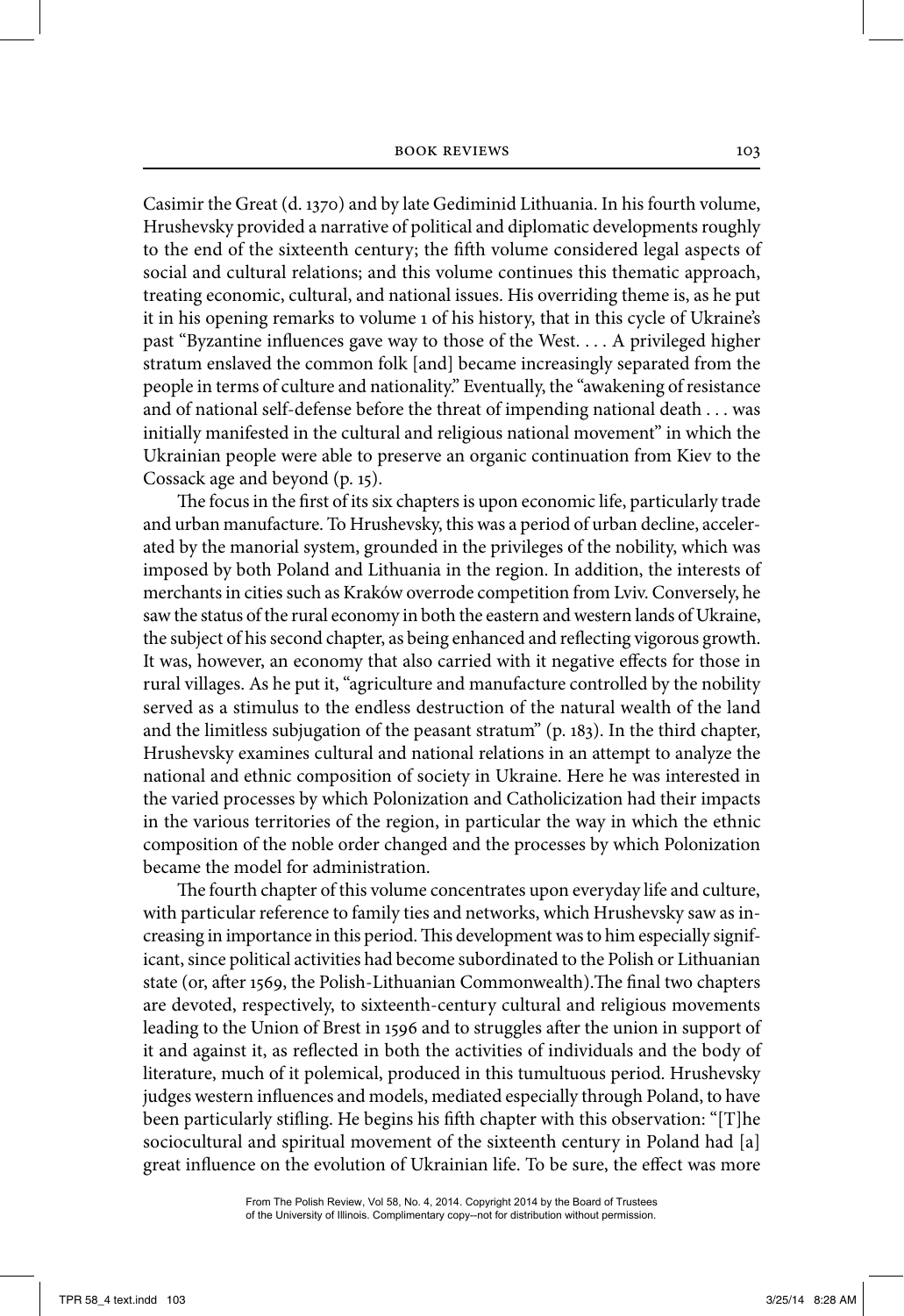Casimir the Great (d. 1370) and by late Gediminid Lithuania. In his fourth volume, Hrushevsky provided a narrative of political and diplomatic developments roughly to the end of the sixteenth century; the fifth volume considered legal aspects of social and cultural relations; and this volume continues this thematic approach, treating economic, cultural, and national issues. His overriding theme is, as he put it in his opening remarks to volume 1 of his history, that in this cycle of Ukraine's past "Byzantine influences gave way to those of the West. . . . A privileged higher stratum enslaved the common folk [and] became increasingly separated from the people in terms of culture and nationality." Eventually, the "awakening of resistance and of national self-defense before the threat of impending national death . . . was initially manifested in the cultural and religious national movement" in which the Ukrainian people were able to preserve an organic continuation from Kiev to the Cossack age and beyond (p. 15).

The focus in the first of its six chapters is upon economic life, particularly trade and urban manufacture. To Hrushevsky, this was a period of urban decline, accelerated by the manorial system, grounded in the privileges of the nobility, which was imposed by both Poland and Lithuania in the region. In addition, the interests of merchants in cities such as Kraków overrode competition from Lviv. Conversely, he saw the status of the rural economy in both the eastern and western lands of Ukraine, the subject of his second chapter, as being enhanced and reflecting vigorous growth. It was, however, an economy that also carried with it negative effects for those in rural villages. As he put it, "agriculture and manufacture controlled by the nobility served as a stimulus to the endless destruction of the natural wealth of the land and the limitless subjugation of the peasant stratum" (p. 183). In the third chapter, Hrushevsky examines cultural and national relations in an attempt to analyze the national and ethnic composition of society in Ukraine. Here he was interested in the varied processes by which Polonization and Catholicization had their impacts in the various territories of the region, in particular the way in which the ethnic composition of the noble order changed and the processes by which Polonization became the model for administration.

The fourth chapter of this volume concentrates upon everyday life and culture, with particular reference to family ties and networks, which Hrushevsky saw as increasing in importance in this period. This development was to him especially significant, since political activities had become subordinated to the Polish or Lithuanian state (or, after 1569, the Polish-Lithuanian Commonwealth).The final two chapters are devoted, respectively, to sixteenth-century cultural and religious movements leading to the Union of Brest in 1596 and to struggles after the union in support of it and against it, as reflected in both the activities of individuals and the body of literature, much of it polemical, produced in this tumultuous period. Hrushevsky judges western influences and models, mediated especially through Poland, to have been particularly stifling. He begins his fifth chapter with this observation: "[T]he sociocultural and spiritual movement of the sixteenth century in Poland had [a] great influence on the evolution of Ukrainian life. To be sure, the effect was more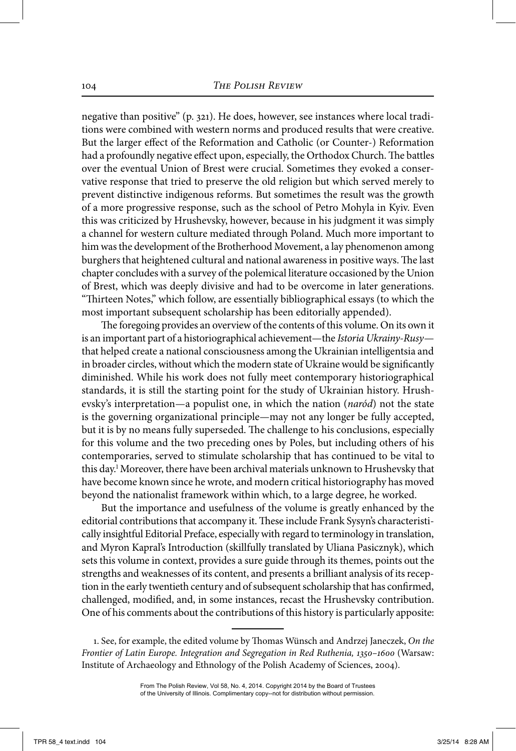negative than positive" (p. 321). He does, however, see instances where local traditions were combined with western norms and produced results that were creative. But the larger effect of the Reformation and Catholic (or Counter-) Reformation had a profoundly negative effect upon, especially, the Orthodox Church. The battles over the eventual Union of Brest were crucial. Sometimes they evoked a conservative response that tried to preserve the old religion but which served merely to prevent distinctive indigenous reforms. But sometimes the result was the growth of a more progressive response, such as the school of Petro Mohyla in Kyiv. Even this was criticized by Hrushevsky, however, because in his judgment it was simply a channel for western culture mediated through Poland. Much more important to him was the development of the Brotherhood Movement, a lay phenomenon among burghers that heightened cultural and national awareness in positive ways. The last chapter concludes with a survey of the polemical literature occasioned by the Union of Brest, which was deeply divisive and had to be overcome in later generations. "Thirteen Notes," which follow, are essentially bibliographical essays (to which the most important subsequent scholarship has been editorially appended).

The foregoing provides an overview of the contents of this volume. On its own it is an important part of a historiographical achievement—the *Istoria Ukrainy-Rusy*—that helped create a national consciousness among the Ukrainian intelligentsia and in broader circles, without which the modern state of Ukraine would be significantly diminished. While his work does not fully meet contemporary historiographical standards, it is still the starting point for the study of Ukrainian history. Hrushevsky's interpretation—a populist one, in which the nation (*naród*) not the state is the governing organizational principle—may not any longer be fully accepted, but it is by no means fully superseded. The challenge to his conclusions, especially for this volume and the two preceding ones by Poles, but including others of his contemporaries, served to stimulate scholarship that has continued to be vital to this day.[1] Moreover, there have been archival materials unknown to Hrushevsky that have become known since he wrote, and modern critical historiography has moved beyond the nationalist framework within which, to a large degree, he worked.

But the importance and usefulness of the volume is greatly enhanced by the editorial contributions that accompany it. These include Frank Sysyn's characteristically insightful Editorial Preface, especially with regard to terminology in translation, and Myron Kapral's Introduction (skillfully translated by Uliana Pasicznyk), which sets this volume in context, provides a sure guide through its themes, points out the strengths and weaknesses of its content, and presents a brilliant analysis of its reception in the early twentieth century and of subsequent scholarship that has confirmed, challenged, modified, and, in some instances, recast the Hrushevsky contribution. One of his comments about the contributions of this history is particularly apposite:

1. See, for example, the edited volume by Thomas Wünsch and Andrzej Janeczek, *On the Frontier of Latin Europe. Integration and Segregation in Red Ruthenia, 1350–1600* (Warsaw: Institute of Archaeology and Ethnology of the Polish Academy of Sciences, 2004).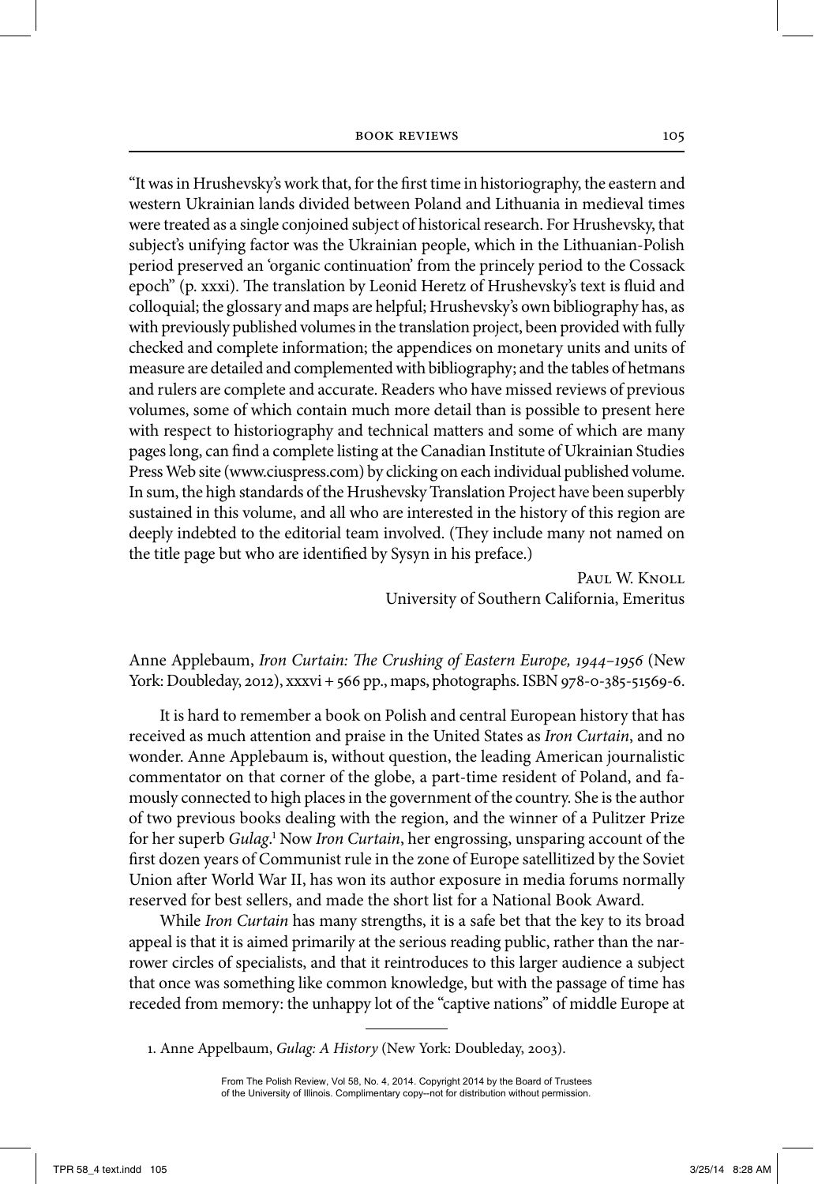"It was in Hrushevsky's work that, for the first time in historiography, the eastern and western Ukrainian lands divided between Poland and Lithuania in medieval times were treated as a single conjoined subject of historical research. For Hrushevsky, that subject's unifying factor was the Ukrainian people, which in the Lithuanian-Polish period preserved an 'organic continuation' from the princely period to the Cossack epoch" (p. xxxi). The translation by Leonid Heretz of Hrushevsky's text is fluid and colloquial; the glossary and maps are helpful; Hrushevsky's own bibliography has, as with previously published volumes in the translation project, been provided with fully checked and complete information; the appendices on monetary units and units of measure are detailed and complemented with bibliography; and the tables of hetmans and rulers are complete and accurate. Readers who have missed reviews of previous volumes, some of which contain much more detail than is possible to present here with respect to historiography and technical matters and some of which are many pages long, can find a complete listing at the Canadian Institute of Ukrainian Studies Press Web site (www.ciuspress.com) by clicking on each individual published volume. In sum, the high standards of the Hrushevsky Translation Project have been superbly sustained in this volume, and all who are interested in the history of this region are deeply indebted to the editorial team involved. (They include many not named on the title page but who are identified by Sysyn in his preface.)

Paul W. Knoll
University of Southern California, Emeritus

Anne Applebaum, *Iron Curtain: The Crushing of Eastern Europe, 1944–1956* (New York: Doubleday, 2012), xxxvi + 566 pp., maps, photographs. ISBN 978-0-385-51569-6.

It is hard to remember a book on Polish and central European history that has received as much attention and praise in the United States as *Iron Curtain*, and no wonder. Anne Applebaum is, without question, the leading American journalistic commentator on that corner of the globe, a part-time resident of Poland, and famously connected to high places in the government of the country. She is the author of two previous books dealing with the region, and the winner of a Pulitzer Prize for her superb *Gulag*.[1] Now *Iron Curtain*, her engrossing, unsparing account of the first dozen years of Communist rule in the zone of Europe satellitized by the Soviet Union after World War II, has won its author exposure in media forums normally reserved for best sellers, and made the short list for a National Book Award.

While *Iron Curtain* has many strengths, it is a safe bet that the key to its broad appeal is that it is aimed primarily at the serious reading public, rather than the narrower circles of specialists, and that it reintroduces to this larger audience a subject that once was something like common knowledge, but with the passage of time has receded from memory: the unhappy lot of the "captive nations" of middle Europe at

1. Anne Appelbaum, *Gulag: A History* (New York: Doubleday, 2003).